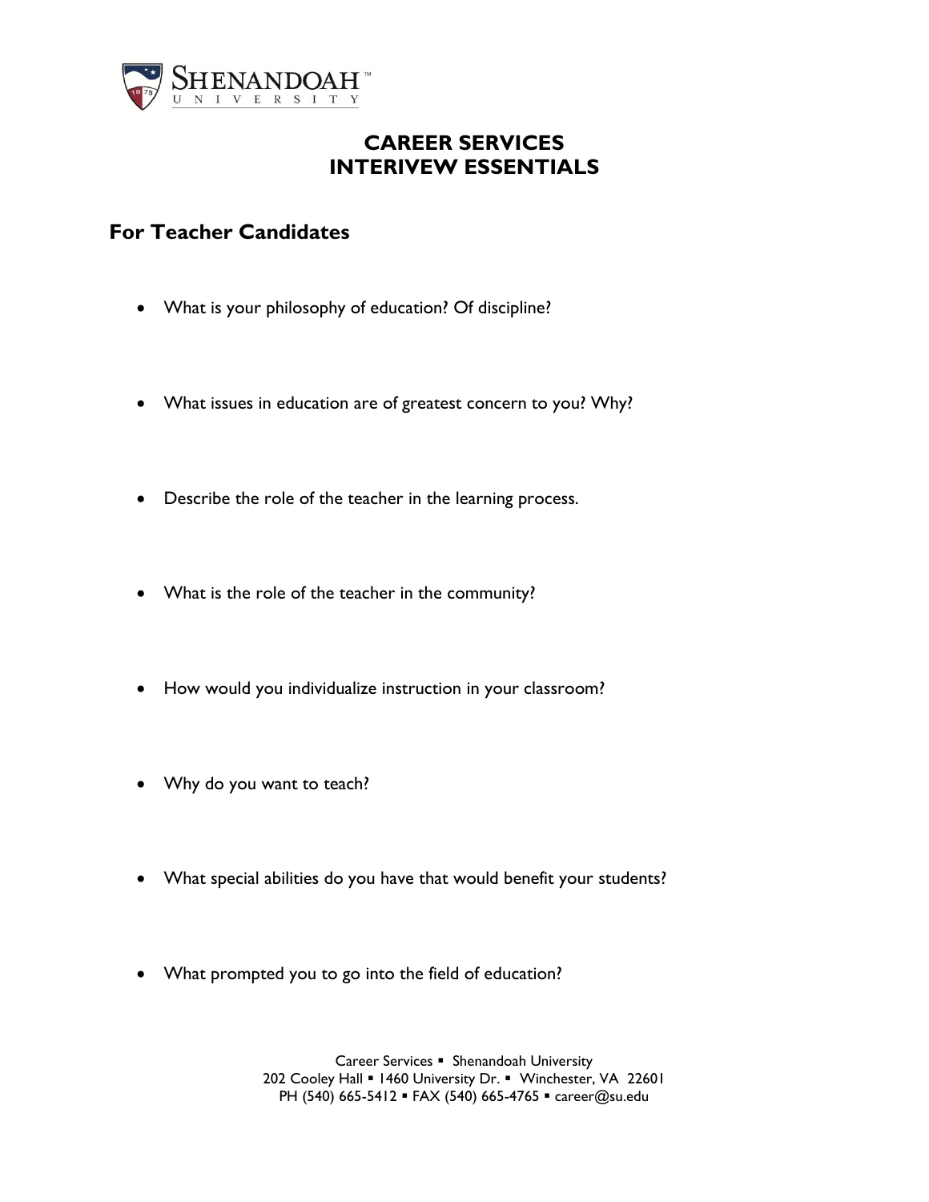# CAREER SERVICES
# INTERIVEW ESSENTIALS

## For Teacher Candidates

- What is your philosophy of education? Of discipline?

- What issues in education are of greatest concern to you? Why?

- Describe the role of the teacher in the learning process.

- What is the role of the teacher in the community?

- How would you individualize instruction in your classroom?

- Why do you want to teach?

- What special abilities do you have that would benefit your students?

- What prompted you to go into the field of education?

Career Services ▪ Shenandoah University
202 Cooley Hall ▪ 1460 University Dr. ▪ Winchester, VA 22601
PH (540) 665-5412 ▪ FAX (540) 665-4765 ▪ career@su.edu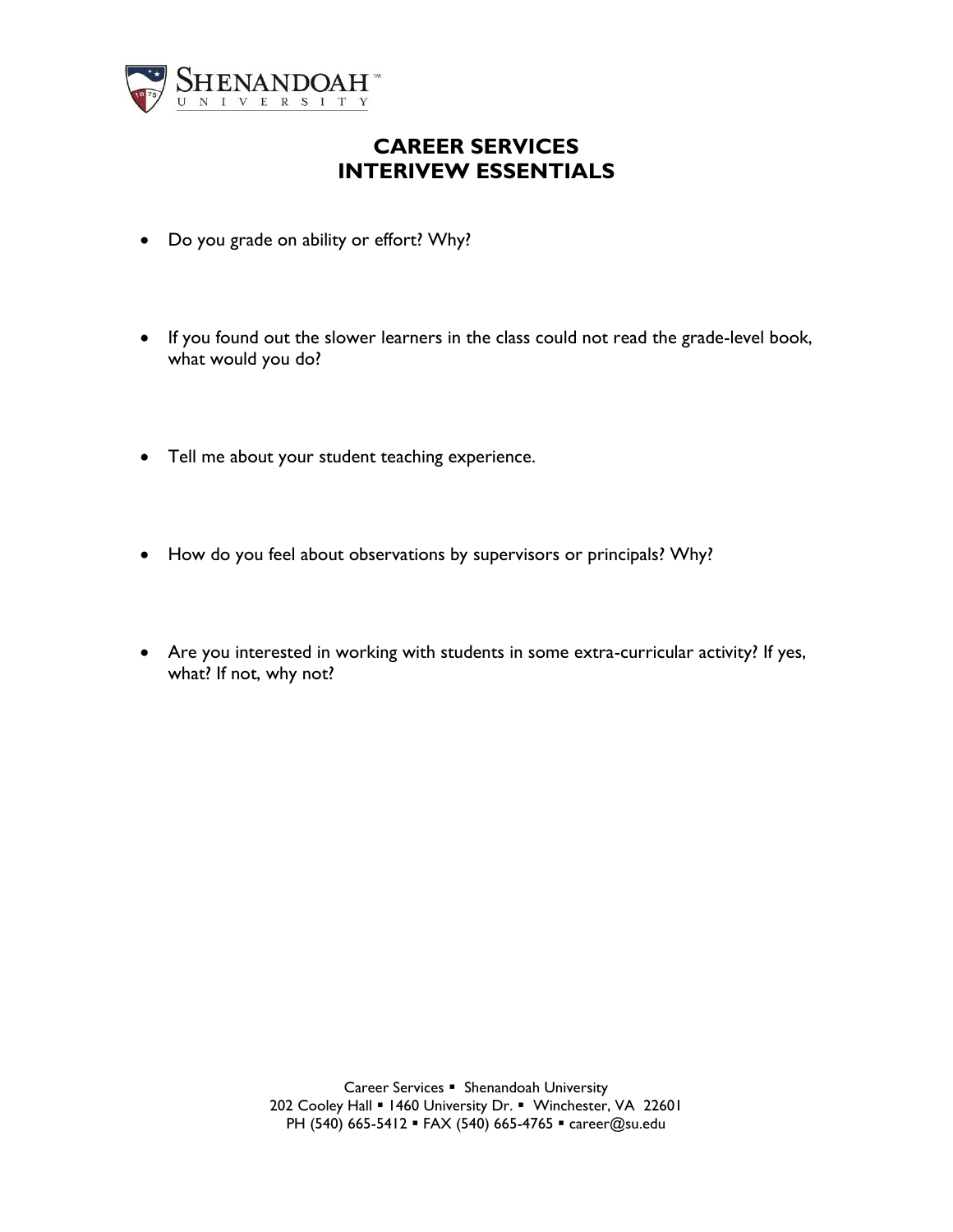# CAREER SERVICES
# INTERIVEW ESSENTIALS

- Do you grade on ability or effort? Why?

- If you found out the slower learners in the class could not read the grade-level book, what would you do?

- Tell me about your student teaching experience.

- How do you feel about observations by supervisors or principals? Why?

- Are you interested in working with students in some extra-curricular activity? If yes, what? If not, why not?